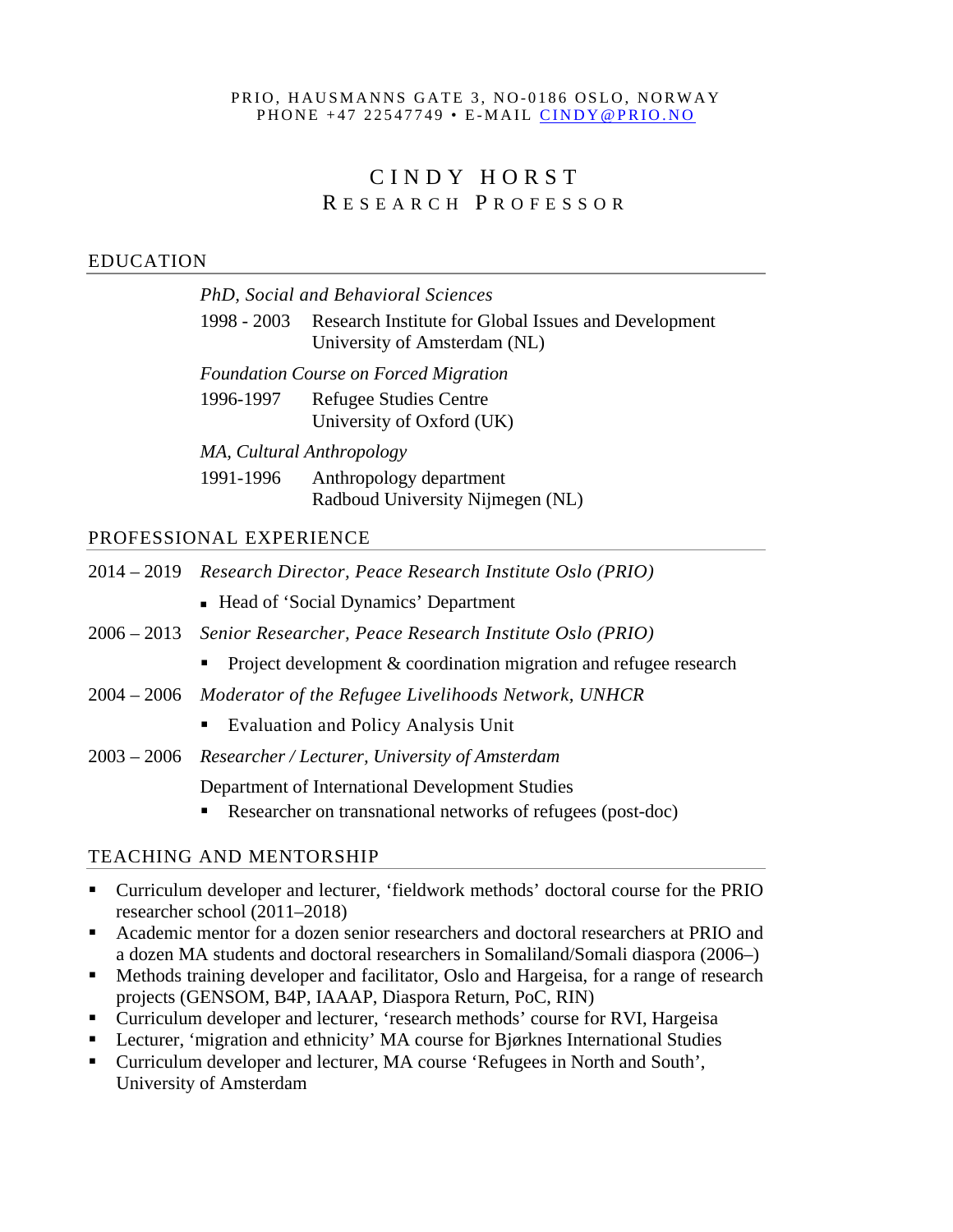PRIO, HAUSMANNS GATE 3, NO-0186 OSLO, NORWAY
PHONE +47 22547749 • E-MAIL [CINDY@PRIO.NO](mailto:CINDY@PRIO.NO)

# CINDY HORST
## RESEARCH PROFESSOR

## EDUCATION

*PhD, Social and Behavioral Sciences*

1998 - 2003 Research Institute for Global Issues and Development
University of Amsterdam (NL)

*Foundation Course on Forced Migration*

1996-1997 Refugee Studies Centre
University of Oxford (UK)

*MA, Cultural Anthropology*

1991-1996 Anthropology department
Radboud University Nijmegen (NL)

## PROFESSIONAL EXPERIENCE

2014 – 2019 *Research Director, Peace Research Institute Oslo (PRIO)*

- Head of 'Social Dynamics' Department

2006 – 2013 *Senior Researcher, Peace Research Institute Oslo (PRIO)*

- Project development & coordination migration and refugee research

2004 – 2006 *Moderator of the Refugee Livelihoods Network, UNHCR*

- Evaluation and Policy Analysis Unit

2003 – 2006 *Researcher / Lecturer, University of Amsterdam*

Department of International Development Studies

- Researcher on transnational networks of refugees (post-doc)

## TEACHING AND MENTORSHIP

- Curriculum developer and lecturer, 'fieldwork methods' doctoral course for the PRIO researcher school (2011–2018)
- Academic mentor for a dozen senior researchers and doctoral researchers at PRIO and a dozen MA students and doctoral researchers in Somaliland/Somali diaspora (2006–)
- Methods training developer and facilitator, Oslo and Hargeisa, for a range of research projects (GENSOM, B4P, IAAAP, Diaspora Return, PoC, RIN)
- Curriculum developer and lecturer, 'research methods' course for RVI, Hargeisa
- Lecturer, 'migration and ethnicity' MA course for Bjørknes International Studies
- Curriculum developer and lecturer, MA course 'Refugees in North and South', University of Amsterdam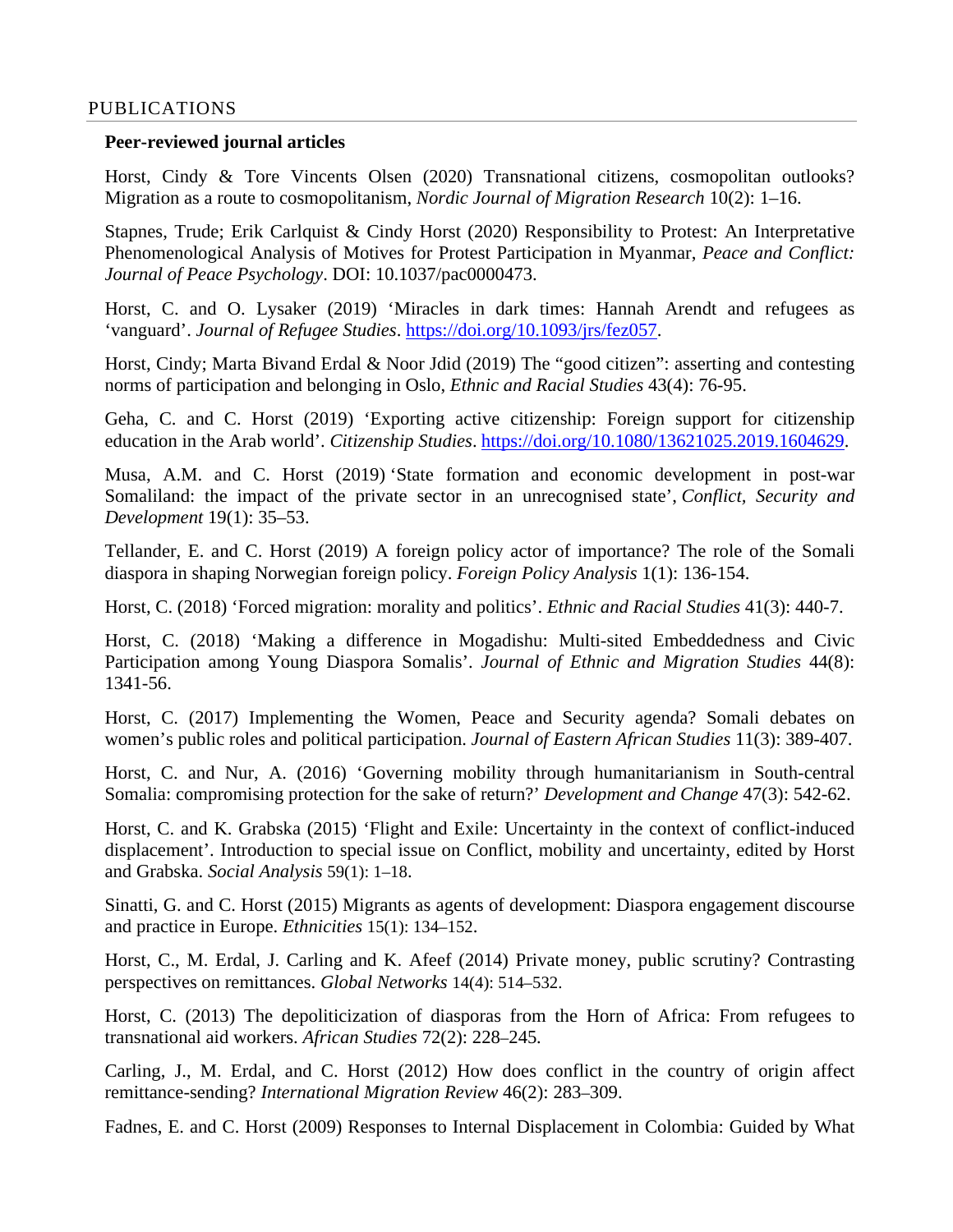## PUBLICATIONS

### Peer-reviewed journal articles

Horst, Cindy & Tore Vincents Olsen (2020) Transnational citizens, cosmopolitan outlooks? Migration as a route to cosmopolitanism, *Nordic Journal of Migration Research* 10(2): 1–16.

Stapnes, Trude; Erik Carlquist & Cindy Horst (2020) Responsibility to Protest: An Interpretative Phenomenological Analysis of Motives for Protest Participation in Myanmar, *Peace and Conflict: Journal of Peace Psychology*. DOI: 10.1037/pac0000473.

Horst, C. and O. Lysaker (2019) 'Miracles in dark times: Hannah Arendt and refugees as 'vanguard'. *Journal of Refugee Studies*. https://doi.org/10.1093/jrs/fez057.

Horst, Cindy; Marta Bivand Erdal & Noor Jdid (2019) The "good citizen": asserting and contesting norms of participation and belonging in Oslo, *Ethnic and Racial Studies* 43(4): 76-95.

Geha, C. and C. Horst (2019) 'Exporting active citizenship: Foreign support for citizenship education in the Arab world'. *Citizenship Studies*. https://doi.org/10.1080/13621025.2019.1604629.

Musa, A.M. and C. Horst (2019) 'State formation and economic development in post-war Somaliland: the impact of the private sector in an unrecognised state', *Conflict, Security and Development* 19(1): 35–53.

Tellander, E. and C. Horst (2019) A foreign policy actor of importance? The role of the Somali diaspora in shaping Norwegian foreign policy. *Foreign Policy Analysis* 1(1): 136-154.

Horst, C. (2018) 'Forced migration: morality and politics'. *Ethnic and Racial Studies* 41(3): 440-7.

Horst, C. (2018) 'Making a difference in Mogadishu: Multi-sited Embeddedness and Civic Participation among Young Diaspora Somalis'. *Journal of Ethnic and Migration Studies* 44(8): 1341-56.

Horst, C. (2017) Implementing the Women, Peace and Security agenda? Somali debates on women's public roles and political participation. *Journal of Eastern African Studies* 11(3): 389-407.

Horst, C. and Nur, A. (2016) 'Governing mobility through humanitarianism in South-central Somalia: compromising protection for the sake of return?' *Development and Change* 47(3): 542-62.

Horst, C. and K. Grabska (2015) 'Flight and Exile: Uncertainty in the context of conflict-induced displacement'. Introduction to special issue on Conflict, mobility and uncertainty, edited by Horst and Grabska. *Social Analysis* 59(1): 1–18.

Sinatti, G. and C. Horst (2015) Migrants as agents of development: Diaspora engagement discourse and practice in Europe. *Ethnicities* 15(1): 134–152.

Horst, C., M. Erdal, J. Carling and K. Afeef (2014) Private money, public scrutiny? Contrasting perspectives on remittances. *Global Networks* 14(4): 514–532.

Horst, C. (2013) The depoliticization of diasporas from the Horn of Africa: From refugees to transnational aid workers. *African Studies* 72(2): 228–245.

Carling, J., M. Erdal, and C. Horst (2012) How does conflict in the country of origin affect remittance-sending? *International Migration Review* 46(2): 283–309.

Fadnes, E. and C. Horst (2009) Responses to Internal Displacement in Colombia: Guided by What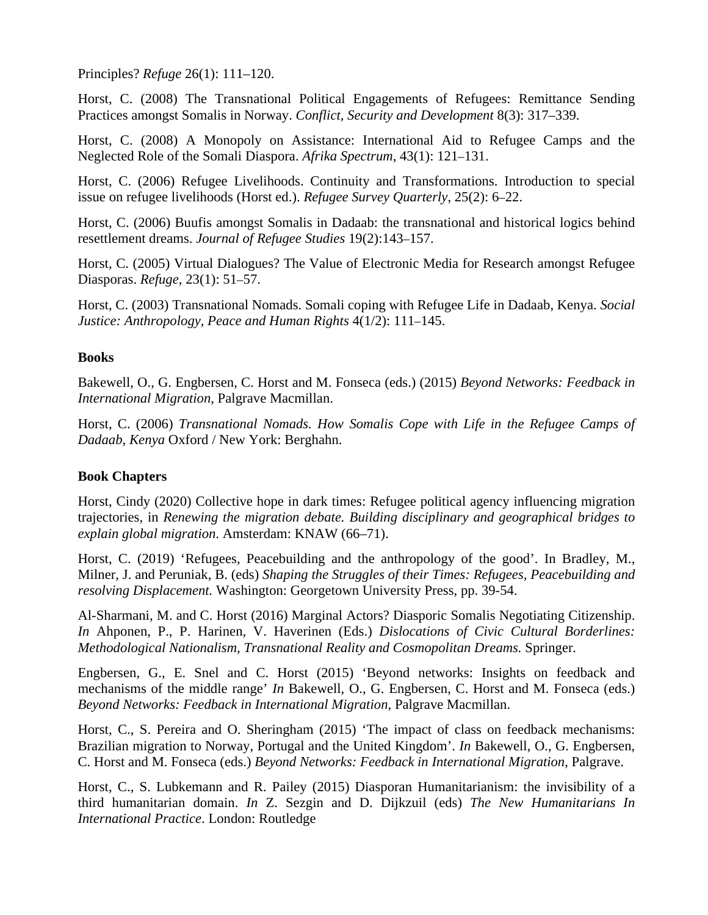Principles? *Refuge* 26(1): 111–120.

Horst, C. (2008) The Transnational Political Engagements of Refugees: Remittance Sending Practices amongst Somalis in Norway. *Conflict, Security and Development* 8(3): 317–339.

Horst, C. (2008) A Monopoly on Assistance: International Aid to Refugee Camps and the Neglected Role of the Somali Diaspora. *Afrika Spectrum*, 43(1): 121–131.

Horst, C. (2006) Refugee Livelihoods. Continuity and Transformations. Introduction to special issue on refugee livelihoods (Horst ed.). *Refugee Survey Quarterly*, 25(2): 6–22.

Horst, C. (2006) Buufis amongst Somalis in Dadaab: the transnational and historical logics behind resettlement dreams. *Journal of Refugee Studies* 19(2):143–157.

Horst, C. (2005) Virtual Dialogues? The Value of Electronic Media for Research amongst Refugee Diasporas. *Refuge*, 23(1): 51–57.

Horst, C. (2003) Transnational Nomads. Somali coping with Refugee Life in Dadaab, Kenya. *Social Justice: Anthropology, Peace and Human Rights* 4(1/2): 111–145.

**Books**

Bakewell, O., G. Engbersen, C. Horst and M. Fonseca (eds.) (2015) *Beyond Networks: Feedback in International Migration*, Palgrave Macmillan.

Horst, C. (2006) *Transnational Nomads. How Somalis Cope with Life in the Refugee Camps of Dadaab, Kenya* Oxford / New York: Berghahn.

**Book Chapters**

Horst, Cindy (2020) Collective hope in dark times: Refugee political agency influencing migration trajectories, in *Renewing the migration debate. Building disciplinary and geographical bridges to explain global migration.* Amsterdam: KNAW (66–71).

Horst, C. (2019) 'Refugees, Peacebuilding and the anthropology of the good'. In Bradley, M., Milner, J. and Peruniak, B. (eds) *Shaping the Struggles of their Times: Refugees, Peacebuilding and resolving Displacement.* Washington: Georgetown University Press, pp. 39-54.

Al-Sharmani, M. and C. Horst (2016) Marginal Actors? Diasporic Somalis Negotiating Citizenship. *In* Ahponen, P., P. Harinen, V. Haverinen (Eds.) *Dislocations of Civic Cultural Borderlines: Methodological Nationalism, Transnational Reality and Cosmopolitan Dreams.* Springer.

Engbersen, G., E. Snel and C. Horst (2015) 'Beyond networks: Insights on feedback and mechanisms of the middle range' *In* Bakewell, O., G. Engbersen, C. Horst and M. Fonseca (eds.) *Beyond Networks: Feedback in International Migration,* Palgrave Macmillan.

Horst, C., S. Pereira and O. Sheringham (2015) 'The impact of class on feedback mechanisms: Brazilian migration to Norway, Portugal and the United Kingdom'. *In* Bakewell, O., G. Engbersen, C. Horst and M. Fonseca (eds.) *Beyond Networks: Feedback in International Migration*, Palgrave.

Horst, C., S. Lubkemann and R. Pailey (2015) Diasporan Humanitarianism: the invisibility of a third humanitarian domain. *In* Z. Sezgin and D. Dijkzuil (eds) *The New Humanitarians In International Practice*. London: Routledge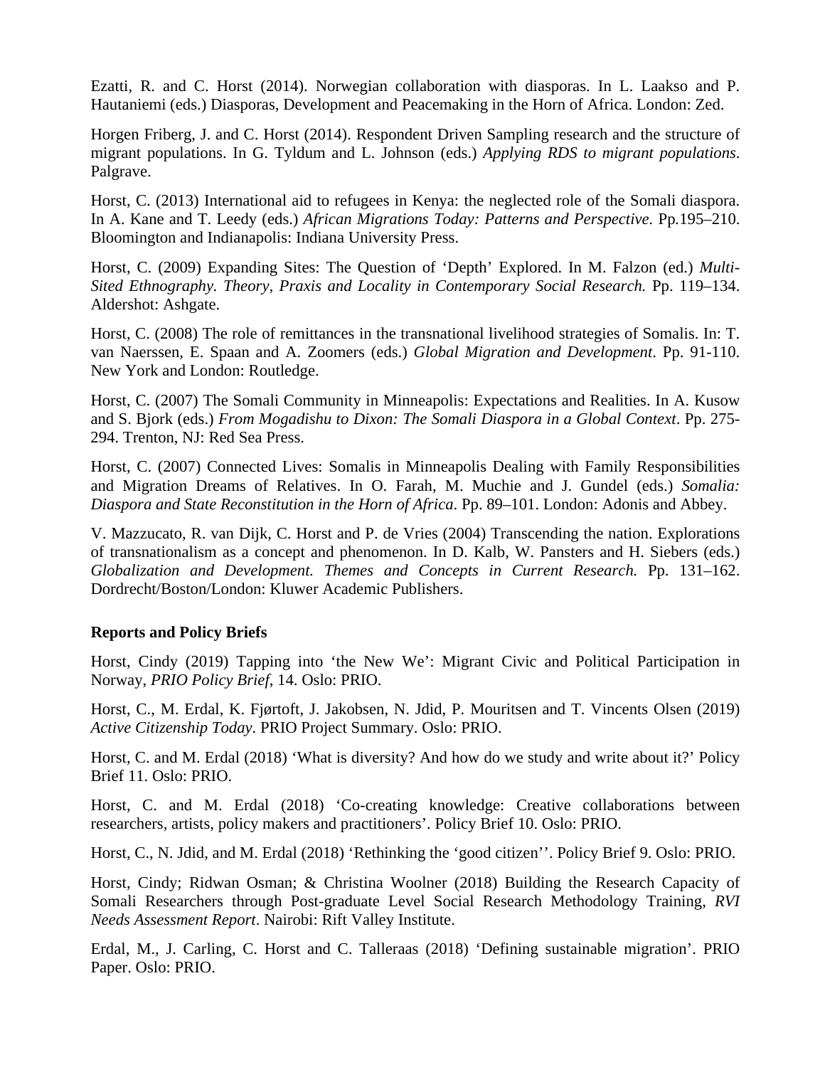Ezatti, R. and C. Horst (2014). Norwegian collaboration with diasporas. In L. Laakso and P. Hautaniemi (eds.) Diasporas, Development and Peacemaking in the Horn of Africa. London: Zed.

Horgen Friberg, J. and C. Horst (2014). Respondent Driven Sampling research and the structure of migrant populations. In G. Tyldum and L. Johnson (eds.) *Applying RDS to migrant populations*. Palgrave.

Horst, C. (2013) International aid to refugees in Kenya: the neglected role of the Somali diaspora. In A. Kane and T. Leedy (eds.) *African Migrations Today: Patterns and Perspective.* Pp.195–210. Bloomington and Indianapolis: Indiana University Press.

Horst, C. (2009) Expanding Sites: The Question of 'Depth' Explored. In M. Falzon (ed.) *Multi-Sited Ethnography. Theory, Praxis and Locality in Contemporary Social Research.* Pp. 119–134. Aldershot: Ashgate.

Horst, C. (2008) The role of remittances in the transnational livelihood strategies of Somalis. In: T. van Naerssen, E. Spaan and A. Zoomers (eds.) *Global Migration and Development*. Pp. 91-110. New York and London: Routledge.

Horst, C. (2007) The Somali Community in Minneapolis: Expectations and Realities. In A. Kusow and S. Bjork (eds.) *From Mogadishu to Dixon: The Somali Diaspora in a Global Context*. Pp. 275-294. Trenton, NJ: Red Sea Press.

Horst, C. (2007) Connected Lives: Somalis in Minneapolis Dealing with Family Responsibilities and Migration Dreams of Relatives. In O. Farah, M. Muchie and J. Gundel (eds.) *Somalia: Diaspora and State Reconstitution in the Horn of Africa*. Pp. 89–101. London: Adonis and Abbey.

V. Mazzucato, R. van Dijk, C. Horst and P. de Vries (2004) Transcending the nation. Explorations of transnationalism as a concept and phenomenon. In D. Kalb, W. Pansters and H. Siebers (eds.) *Globalization and Development. Themes and Concepts in Current Research.* Pp. 131–162. Dordrecht/Boston/London: Kluwer Academic Publishers.

**Reports and Policy Briefs**

Horst, Cindy (2019) Tapping into 'the New We': Migrant Civic and Political Participation in Norway, *PRIO Policy Brief*, 14. Oslo: PRIO.

Horst, C., M. Erdal, K. Fjørtoft, J. Jakobsen, N. Jdid, P. Mouritsen and T. Vincents Olsen (2019) *Active Citizenship Today*. PRIO Project Summary. Oslo: PRIO.

Horst, C. and M. Erdal (2018) 'What is diversity? And how do we study and write about it?' Policy Brief 11. Oslo: PRIO.

Horst, C. and M. Erdal (2018) 'Co-creating knowledge: Creative collaborations between researchers, artists, policy makers and practitioners'. Policy Brief 10. Oslo: PRIO.

Horst, C., N. Jdid, and M. Erdal (2018) 'Rethinking the 'good citizen''. Policy Brief 9. Oslo: PRIO.

Horst, Cindy; Ridwan Osman; & Christina Woolner (2018) Building the Research Capacity of Somali Researchers through Post-graduate Level Social Research Methodology Training, *RVI Needs Assessment Report*. Nairobi: Rift Valley Institute.

Erdal, M., J. Carling, C. Horst and C. Talleraas (2018) 'Defining sustainable migration'. PRIO Paper. Oslo: PRIO.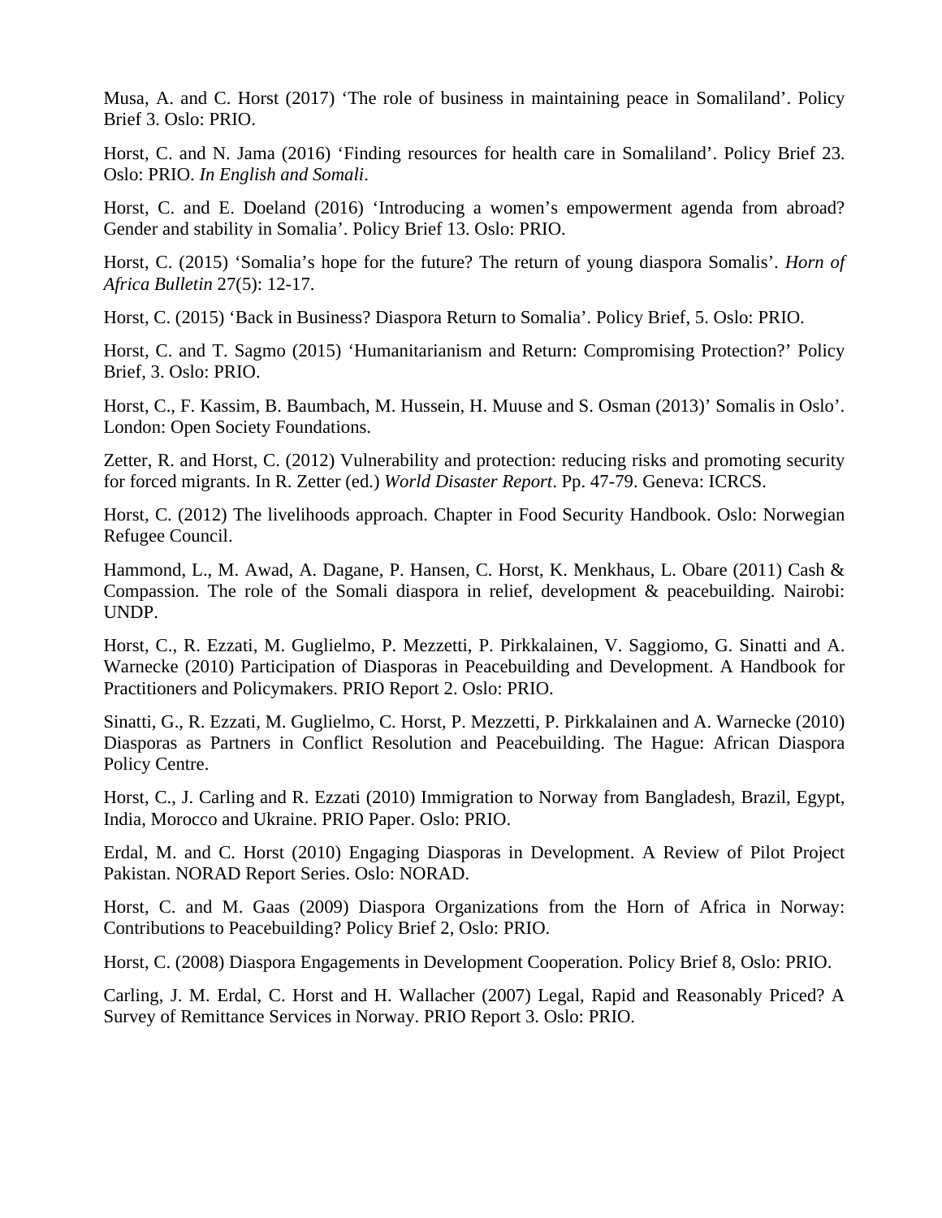Musa, A. and C. Horst (2017) ‘The role of business in maintaining peace in Somaliland’. Policy Brief 3. Oslo: PRIO.

Horst, C. and N. Jama (2016) ‘Finding resources for health care in Somaliland’. Policy Brief 23. Oslo: PRIO. *In English and Somali*.

Horst, C. and E. Doeland (2016) ‘Introducing a women’s empowerment agenda from abroad? Gender and stability in Somalia’. Policy Brief 13. Oslo: PRIO.

Horst, C. (2015) ‘Somalia’s hope for the future? The return of young diaspora Somalis’. *Horn of Africa Bulletin* 27(5): 12-17.

Horst, C. (2015) ‘Back in Business? Diaspora Return to Somalia’. Policy Brief, 5. Oslo: PRIO.

Horst, C. and T. Sagmo (2015) ‘Humanitarianism and Return: Compromising Protection?’ Policy Brief, 3. Oslo: PRIO.

Horst, C., F. Kassim, B. Baumbach, M. Hussein, H. Muuse and S. Osman (2013)’ Somalis in Oslo’. London: Open Society Foundations.

Zetter, R. and Horst, C. (2012) Vulnerability and protection: reducing risks and promoting security for forced migrants. In R. Zetter (ed.) *World Disaster Report*. Pp. 47-79. Geneva: ICRCS.

Horst, C. (2012) The livelihoods approach. Chapter in Food Security Handbook. Oslo: Norwegian Refugee Council.

Hammond, L., M. Awad, A. Dagane, P. Hansen, C. Horst, K. Menkhaus, L. Obare (2011) Cash & Compassion. The role of the Somali diaspora in relief, development & peacebuilding. Nairobi: UNDP.

Horst, C., R. Ezzati, M. Guglielmo, P. Mezzetti, P. Pirkkalainen, V. Saggiomo, G. Sinatti and A. Warnecke (2010) Participation of Diasporas in Peacebuilding and Development. A Handbook for Practitioners and Policymakers. PRIO Report 2. Oslo: PRIO.

Sinatti, G., R. Ezzati, M. Guglielmo, C. Horst, P. Mezzetti, P. Pirkkalainen and A. Warnecke (2010) Diasporas as Partners in Conflict Resolution and Peacebuilding. The Hague: African Diaspora Policy Centre.

Horst, C., J. Carling and R. Ezzati (2010) Immigration to Norway from Bangladesh, Brazil, Egypt, India, Morocco and Ukraine. PRIO Paper. Oslo: PRIO.

Erdal, M. and C. Horst (2010) Engaging Diasporas in Development. A Review of Pilot Project Pakistan. NORAD Report Series. Oslo: NORAD.

Horst, C. and M. Gaas (2009) Diaspora Organizations from the Horn of Africa in Norway: Contributions to Peacebuilding? Policy Brief 2, Oslo: PRIO.

Horst, C. (2008) Diaspora Engagements in Development Cooperation. Policy Brief 8, Oslo: PRIO.

Carling, J. M. Erdal, C. Horst and H. Wallacher (2007) Legal, Rapid and Reasonably Priced? A Survey of Remittance Services in Norway. PRIO Report 3. Oslo: PRIO.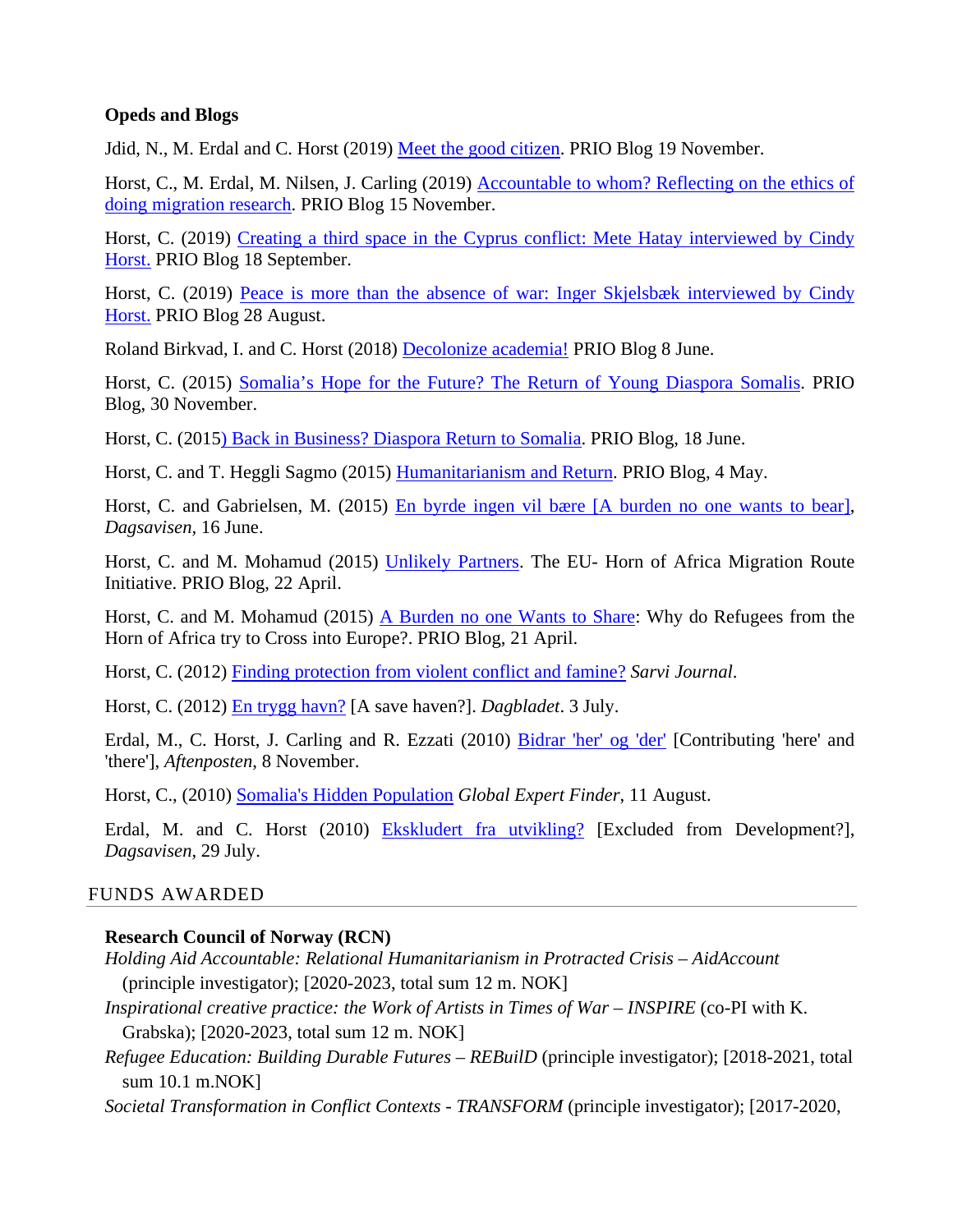**Opeds and Blogs**

Jdid, N., M. Erdal and C. Horst (2019) Meet the good citizen. PRIO Blog 19 November.

Horst, C., M. Erdal, M. Nilsen, J. Carling (2019) Accountable to whom? Reflecting on the ethics of doing migration research. PRIO Blog 15 November.

Horst, C. (2019) Creating a third space in the Cyprus conflict: Mete Hatay interviewed by Cindy Horst. PRIO Blog 18 September.

Horst, C. (2019) Peace is more than the absence of war: Inger Skjelsbæk interviewed by Cindy Horst. PRIO Blog 28 August.

Roland Birkvad, I. and C. Horst (2018) Decolonize academia! PRIO Blog 8 June.

Horst, C. (2015) Somalia's Hope for the Future? The Return of Young Diaspora Somalis. PRIO Blog, 30 November.

Horst, C. (2015) Back in Business? Diaspora Return to Somalia. PRIO Blog, 18 June.

Horst, C. and T. Heggli Sagmo (2015) Humanitarianism and Return. PRIO Blog, 4 May.

Horst, C. and Gabrielsen, M. (2015) En byrde ingen vil bære [A burden no one wants to bear], *Dagsavisen*, 16 June.

Horst, C. and M. Mohamud (2015) Unlikely Partners. The EU- Horn of Africa Migration Route Initiative. PRIO Blog, 22 April.

Horst, C. and M. Mohamud (2015) A Burden no one Wants to Share: Why do Refugees from the Horn of Africa try to Cross into Europe?. PRIO Blog, 21 April.

Horst, C. (2012) Finding protection from violent conflict and famine? *Sarvi Journal*.

Horst, C. (2012) En trygg havn? [A save haven?]. *Dagbladet*. 3 July.

Erdal, M., C. Horst, J. Carling and R. Ezzati (2010) Bidrar 'her' og 'der' [Contributing 'here' and 'there'], *Aftenposten*, 8 November.

Horst, C., (2010) Somalia's Hidden Population *Global Expert Finder*, 11 August.

Erdal, M. and C. Horst (2010) Ekskludert fra utvikling? [Excluded from Development?], *Dagsavisen*, 29 July.

## FUNDS AWARDED

**Research Council of Norway (RCN)**

*Holding Aid Accountable: Relational Humanitarianism in Protracted Crisis – AidAccount* (principle investigator); [2020-2023, total sum 12 m. NOK]

*Inspirational creative practice: the Work of Artists in Times of War – INSPIRE* (co-PI with K. Grabska); [2020-2023, total sum 12 m. NOK]

*Refugee Education: Building Durable Futures – REBuilD* (principle investigator); [2018-2021, total sum 10.1 m.NOK]

*Societal Transformation in Conflict Contexts - TRANSFORM* (principle investigator); [2017-2020,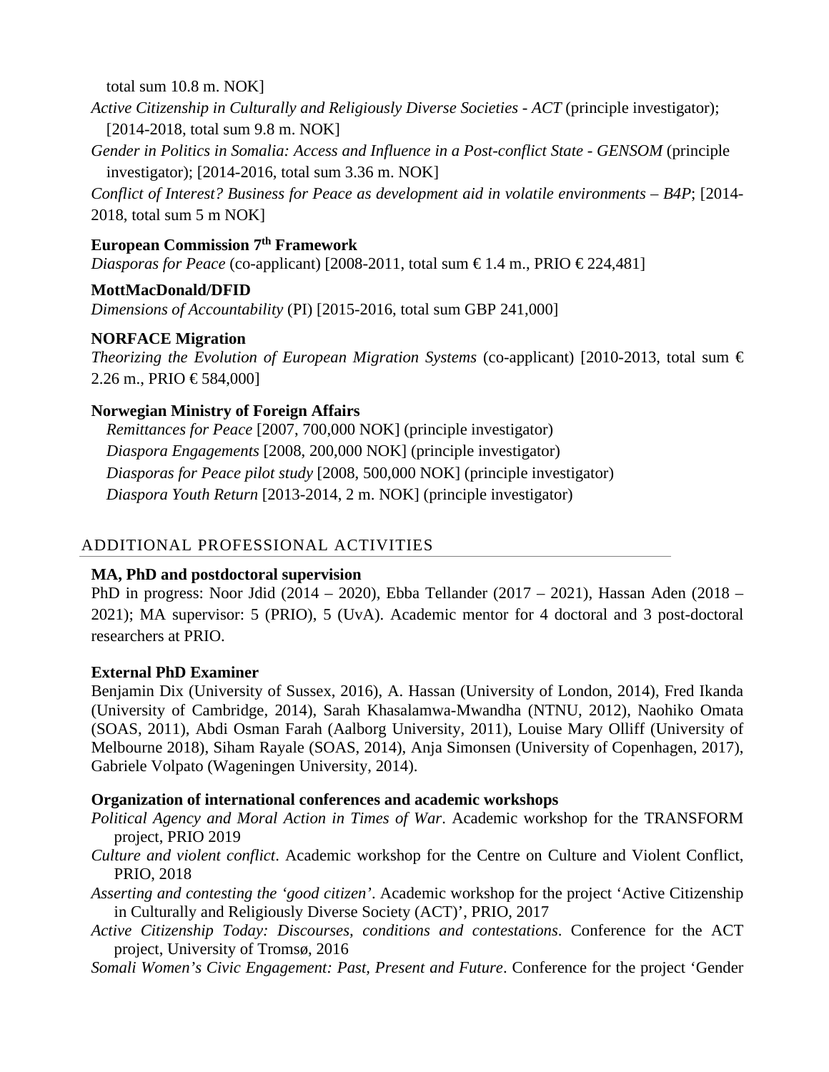total sum 10.8 m. NOK]

*Active Citizenship in Culturally and Religiously Diverse Societies - ACT* (principle investigator); [2014-2018, total sum 9.8 m. NOK]

*Gender in Politics in Somalia: Access and Influence in a Post-conflict State - GENSOM* (principle investigator); [2014-2016, total sum 3.36 m. NOK]

*Conflict of Interest? Business for Peace as development aid in volatile environments – B4P*; [2014-2018, total sum 5 m NOK]

**European Commission 7th Framework**

*Diasporas for Peace* (co-applicant) [2008-2011, total sum € 1.4 m., PRIO € 224,481]

**MottMacDonald/DFID**

*Dimensions of Accountability* (PI) [2015-2016, total sum GBP 241,000]

**NORFACE Migration**

*Theorizing the Evolution of European Migration Systems* (co-applicant) [2010-2013, total sum € 2.26 m., PRIO € 584,000]

**Norwegian Ministry of Foreign Affairs**

*Remittances for Peace* [2007, 700,000 NOK] (principle investigator)
*Diaspora Engagements* [2008, 200,000 NOK] (principle investigator)
*Diasporas for Peace pilot study* [2008, 500,000 NOK] (principle investigator)
*Diaspora Youth Return* [2013-2014, 2 m. NOK] (principle investigator)

## ADDITIONAL PROFESSIONAL ACTIVITIES

**MA, PhD and postdoctoral supervision**

PhD in progress: Noor Jdid (2014 – 2020), Ebba Tellander (2017 – 2021), Hassan Aden (2018 – 2021); MA supervisor: 5 (PRIO), 5 (UvA). Academic mentor for 4 doctoral and 3 post-doctoral researchers at PRIO.

**External PhD Examiner**

Benjamin Dix (University of Sussex, 2016), A. Hassan (University of London, 2014), Fred Ikanda (University of Cambridge, 2014), Sarah Khasalamwa-Mwandha (NTNU, 2012), Naohiko Omata (SOAS, 2011), Abdi Osman Farah (Aalborg University, 2011), Louise Mary Olliff (University of Melbourne 2018), Siham Rayale (SOAS, 2014), Anja Simonsen (University of Copenhagen, 2017), Gabriele Volpato (Wageningen University, 2014).

**Organization of international conferences and academic workshops**

*Political Agency and Moral Action in Times of War*. Academic workshop for the TRANSFORM project, PRIO 2019

*Culture and violent conflict*. Academic workshop for the Centre on Culture and Violent Conflict, PRIO, 2018

*Asserting and contesting the 'good citizen'*. Academic workshop for the project 'Active Citizenship in Culturally and Religiously Diverse Society (ACT)', PRIO, 2017

*Active Citizenship Today: Discourses, conditions and contestations*. Conference for the ACT project, University of Tromsø, 2016

*Somali Women's Civic Engagement: Past, Present and Future*. Conference for the project 'Gender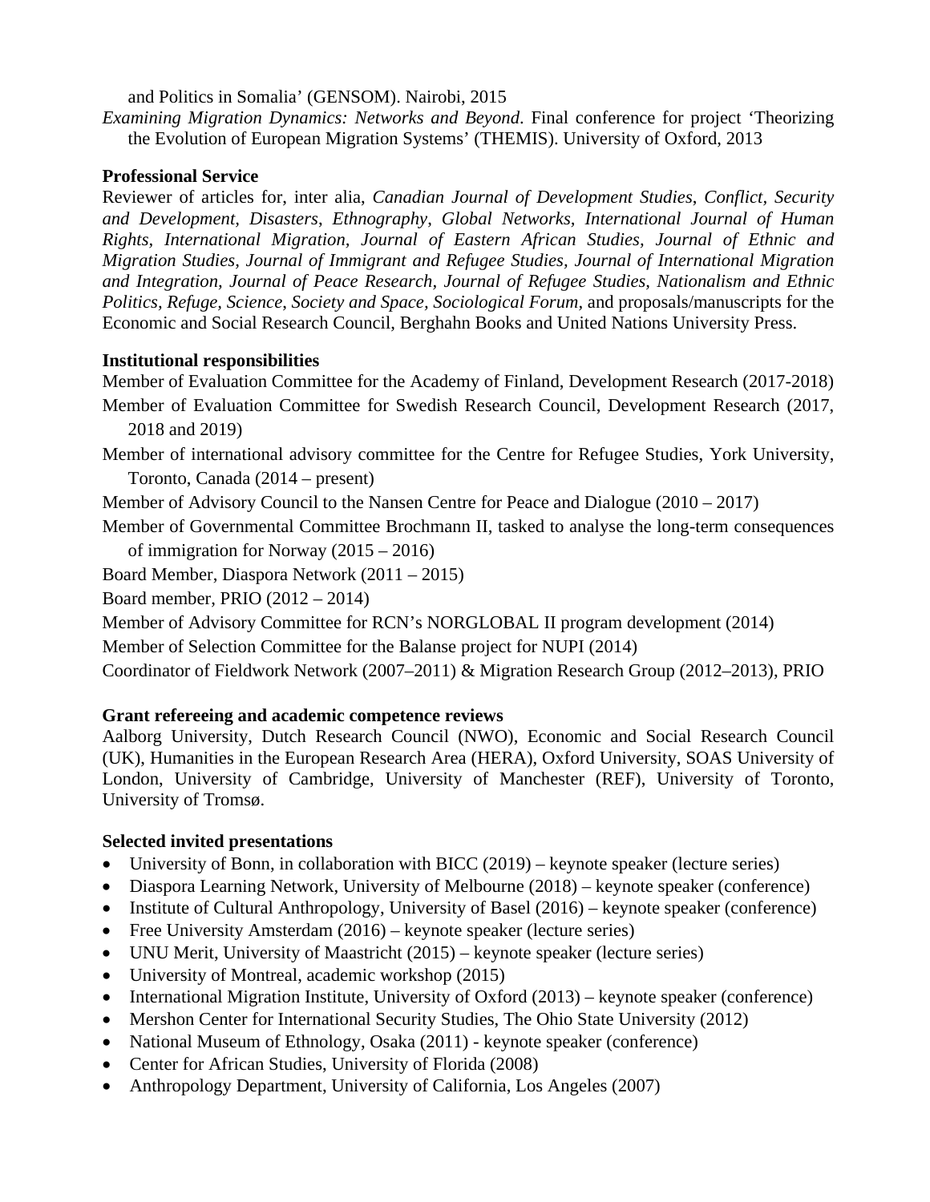and Politics in Somalia' (GENSOM). Nairobi, 2015

*Examining Migration Dynamics: Networks and Beyond*. Final conference for project 'Theorizing the Evolution of European Migration Systems' (THEMIS). University of Oxford, 2013

**Professional Service**

Reviewer of articles for, inter alia, *Canadian Journal of Development Studies*, *Conflict, Security and Development, Disasters, Ethnography*, *Global Networks, International Journal of Human Rights, International Migration, Journal of Eastern African Studies*, *Journal of Ethnic and Migration Studies, Journal of Immigrant and Refugee Studies, Journal of International Migration and Integration, Journal of Peace Research, Journal of Refugee Studies*, *Nationalism and Ethnic Politics, Refuge, Science*, *Society and Space, Sociological Forum,* and proposals/manuscripts for the Economic and Social Research Council, Berghahn Books and United Nations University Press.

**Institutional responsibilities**

Member of Evaluation Committee for the Academy of Finland, Development Research (2017-2018)

Member of Evaluation Committee for Swedish Research Council, Development Research (2017, 2018 and 2019)

Member of international advisory committee for the Centre for Refugee Studies, York University, Toronto, Canada (2014 – present)

Member of Advisory Council to the Nansen Centre for Peace and Dialogue (2010 – 2017)

Member of Governmental Committee Brochmann II, tasked to analyse the long-term consequences of immigration for Norway (2015 – 2016)

Board Member, Diaspora Network (2011 – 2015)

Board member, PRIO (2012 – 2014)

Member of Advisory Committee for RCN's NORGLOBAL II program development (2014)

Member of Selection Committee for the Balanse project for NUPI (2014)

Coordinator of Fieldwork Network (2007–2011) & Migration Research Group (2012–2013), PRIO

**Grant refereeing and academic competence reviews**

Aalborg University, Dutch Research Council (NWO), Economic and Social Research Council (UK), Humanities in the European Research Area (HERA), Oxford University, SOAS University of London, University of Cambridge, University of Manchester (REF), University of Toronto, University of Tromsø.

**Selected invited presentations**

- University of Bonn, in collaboration with BICC (2019) – keynote speaker (lecture series)
- Diaspora Learning Network, University of Melbourne (2018) – keynote speaker (conference)
- Institute of Cultural Anthropology, University of Basel (2016) – keynote speaker (conference)
- Free University Amsterdam (2016) – keynote speaker (lecture series)
- UNU Merit, University of Maastricht (2015) – keynote speaker (lecture series)
- University of Montreal, academic workshop (2015)
- International Migration Institute, University of Oxford (2013) – keynote speaker (conference)
- Mershon Center for International Security Studies, The Ohio State University (2012)
- National Museum of Ethnology, Osaka (2011) - keynote speaker (conference)
- Center for African Studies, University of Florida (2008)
- Anthropology Department, University of California, Los Angeles (2007)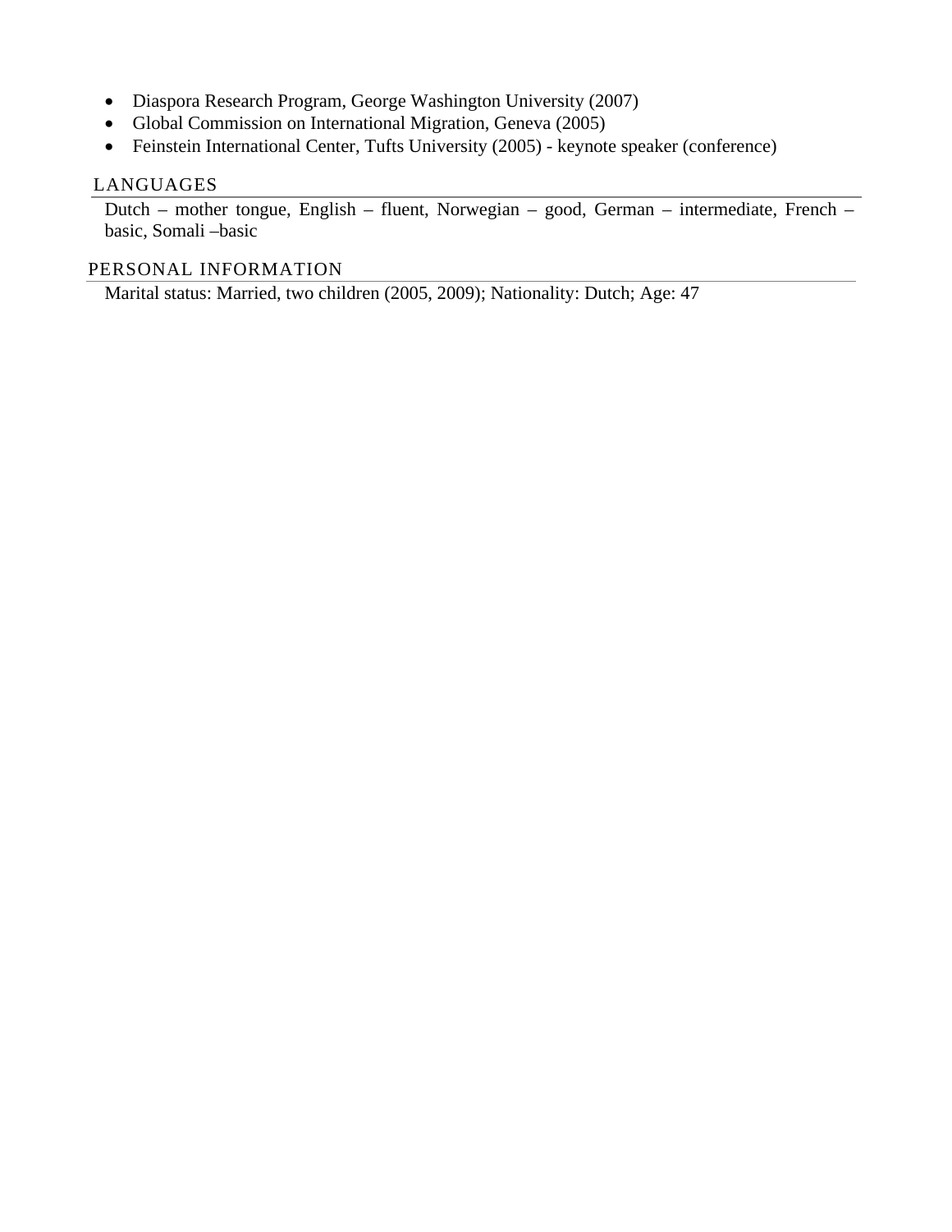- Diaspora Research Program, George Washington University (2007)
- Global Commission on International Migration, Geneva (2005)
- Feinstein International Center, Tufts University (2005) - keynote speaker (conference)

## LANGUAGES

Dutch – mother tongue, English – fluent, Norwegian – good, German – intermediate, French – basic, Somali –basic

## PERSONAL INFORMATION

Marital status: Married, two children (2005, 2009); Nationality: Dutch; Age: 47